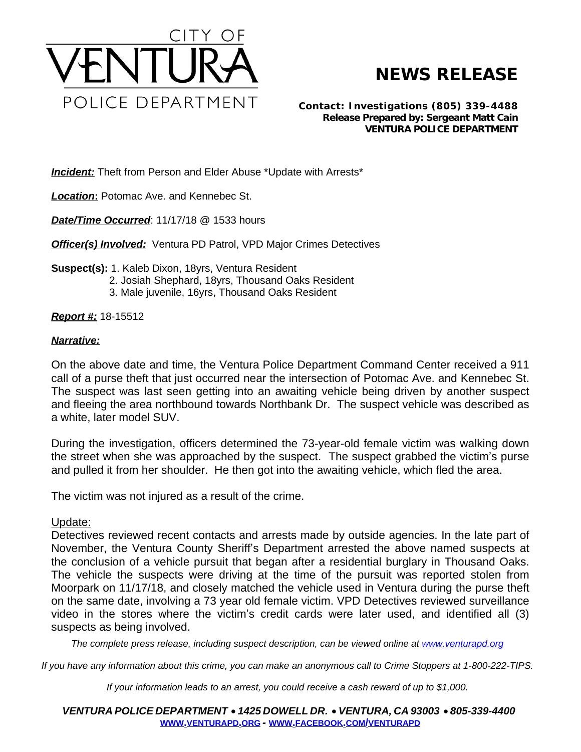CITY OF VENTURA POLICE DEPARTMENT

# NEWS RELEASE

**Contact: Investigations (805) 339-4488**
**Release Prepared by: Sergeant Matt Cain**
**VENTURA POLICE DEPARTMENT**

***Incident:*** Theft from Person and Elder Abuse *Update with Arrests*

***Location*:** Potomac Ave. and Kennebec St.

***Date/Time Occurred***: 11/17/18 @ 1533 hours

***Officer(s) Involved:*** Ventura PD Patrol, VPD Major Crimes Detectives

**Suspect(s):** 1. Kaleb Dixon, 18yrs, Ventura Resident
2. Josiah Shephard, 18yrs, Thousand Oaks Resident
3. Male juvenile, 16yrs, Thousand Oaks Resident

***Report #:*** 18-15512

***Narrative:***

On the above date and time, the Ventura Police Department Command Center received a 911 call of a purse theft that just occurred near the intersection of Potomac Ave. and Kennebec St. The suspect was last seen getting into an awaiting vehicle being driven by another suspect and fleeing the area northbound towards Northbank Dr. The suspect vehicle was described as a white, later model SUV.

During the investigation, officers determined the 73-year-old female victim was walking down the street when she was approached by the suspect. The suspect grabbed the victim's purse and pulled it from her shoulder. He then got into the awaiting vehicle, which fled the area.

The victim was not injured as a result of the crime.

Update:
Detectives reviewed recent contacts and arrests made by outside agencies. In the late part of November, the Ventura County Sheriff's Department arrested the above named suspects at the conclusion of a vehicle pursuit that began after a residential burglary in Thousand Oaks. The vehicle the suspects were driving at the time of the pursuit was reported stolen from Moorpark on 11/17/18, and closely matched the vehicle used in Ventura during the purse theft on the same date, involving a 73 year old female victim. VPD Detectives reviewed surveillance video in the stores where the victim's credit cards were later used, and identified all (3) suspects as being involved.

*The complete press release, including suspect description, can be viewed online at www.venturapd.org*

*If you have any information about this crime, you can make an anonymous call to Crime Stoppers at 1-800-222-TIPS.*

*If your information leads to an arrest, you could receive a cash reward of up to $1,000.*

***VENTURA POLICE DEPARTMENT • 1425 DOWELL DR. • VENTURA, CA 93003 • 805-339-4400***
WWW.VENTURAPD.ORG - WWW.FACEBOOK.COM/VENTURAPD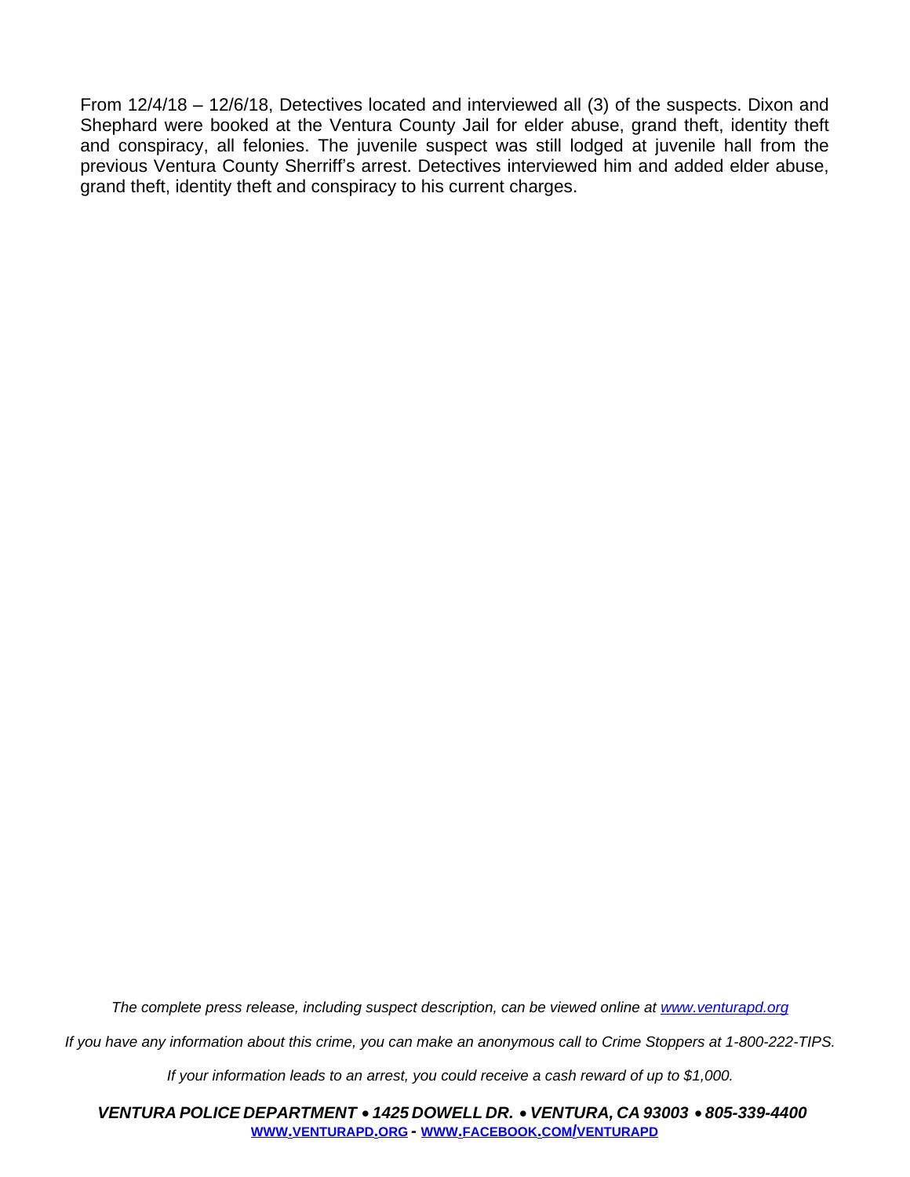From 12/4/18 – 12/6/18, Detectives located and interviewed all (3) of the suspects. Dixon and Shephard were booked at the Ventura County Jail for elder abuse, grand theft, identity theft and conspiracy, all felonies. The juvenile suspect was still lodged at juvenile hall from the previous Ventura County Sherriff's arrest. Detectives interviewed him and added elder abuse, grand theft, identity theft and conspiracy to his current charges.

*The complete press release, including suspect description, can be viewed online at [www.venturapd.org](http://www.venturapd.org)*

*If you have any information about this crime, you can make an anonymous call to Crime Stoppers at 1-800-222-TIPS.*

*If your information leads to an arrest, you could receive a cash reward of up to $1,000.*

***VENTURA POLICE DEPARTMENT • 1425 DOWELL DR. • VENTURA, CA 93003 • 805-339-4400***

**[WWW.VENTURAPD.ORG](http://www.venturapd.org) - [WWW.FACEBOOK.COM/VENTURAPD](http://www.facebook.com/venturapd)**